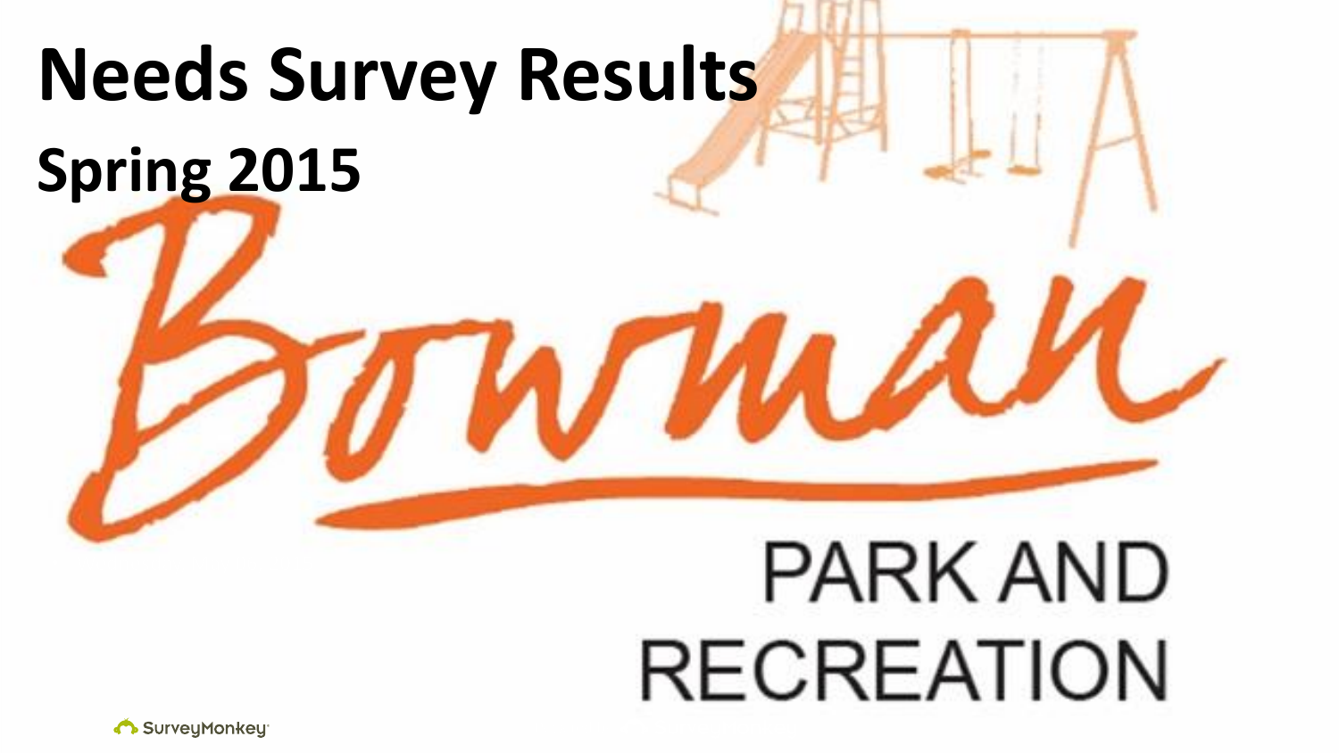# Needs Survey Results

## Spring 2015

Bowman

PARK AND RECREATION

SurveyMonkey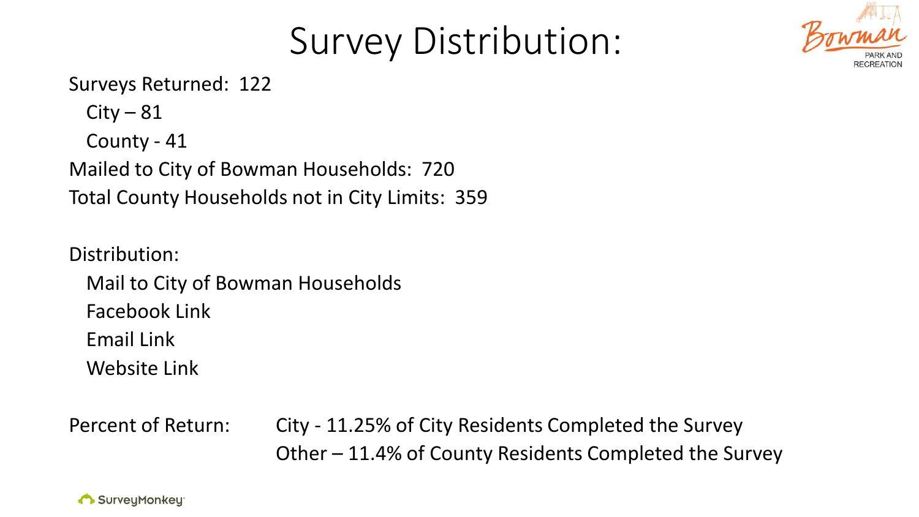# Survey Distribution:

Surveys Returned: 122

- City – 81
- County - 41

Mailed to City of Bowman Households: 720

Total County Households not in City Limits: 359

Distribution:

- Mail to City of Bowman Households
- Facebook Link
- Email Link
- Website Link

Percent of Return: City - 11.25% of City Residents Completed the Survey

Other – 11.4% of County Residents Completed the Survey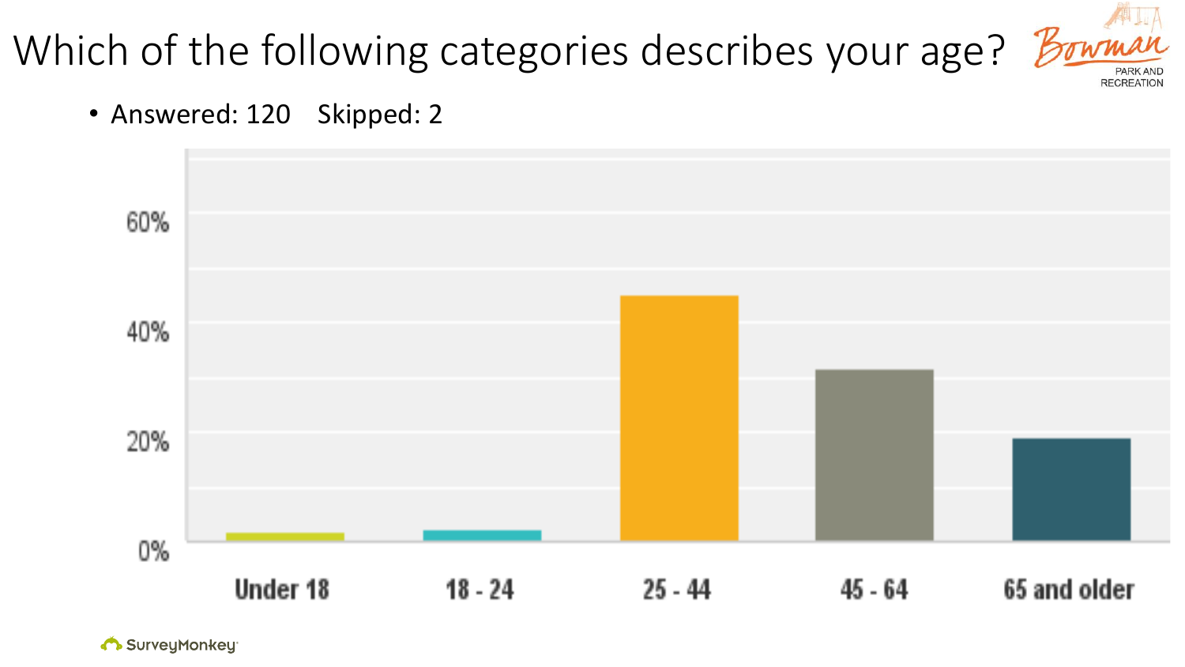# Which of the following categories describes your age?

- Answered: 120 Skipped: 2

60%

40%

20%

0%

Under 18 | 18 - 24 | 25 - 44 | 45 - 64 | 65 and older

SurveyMonkey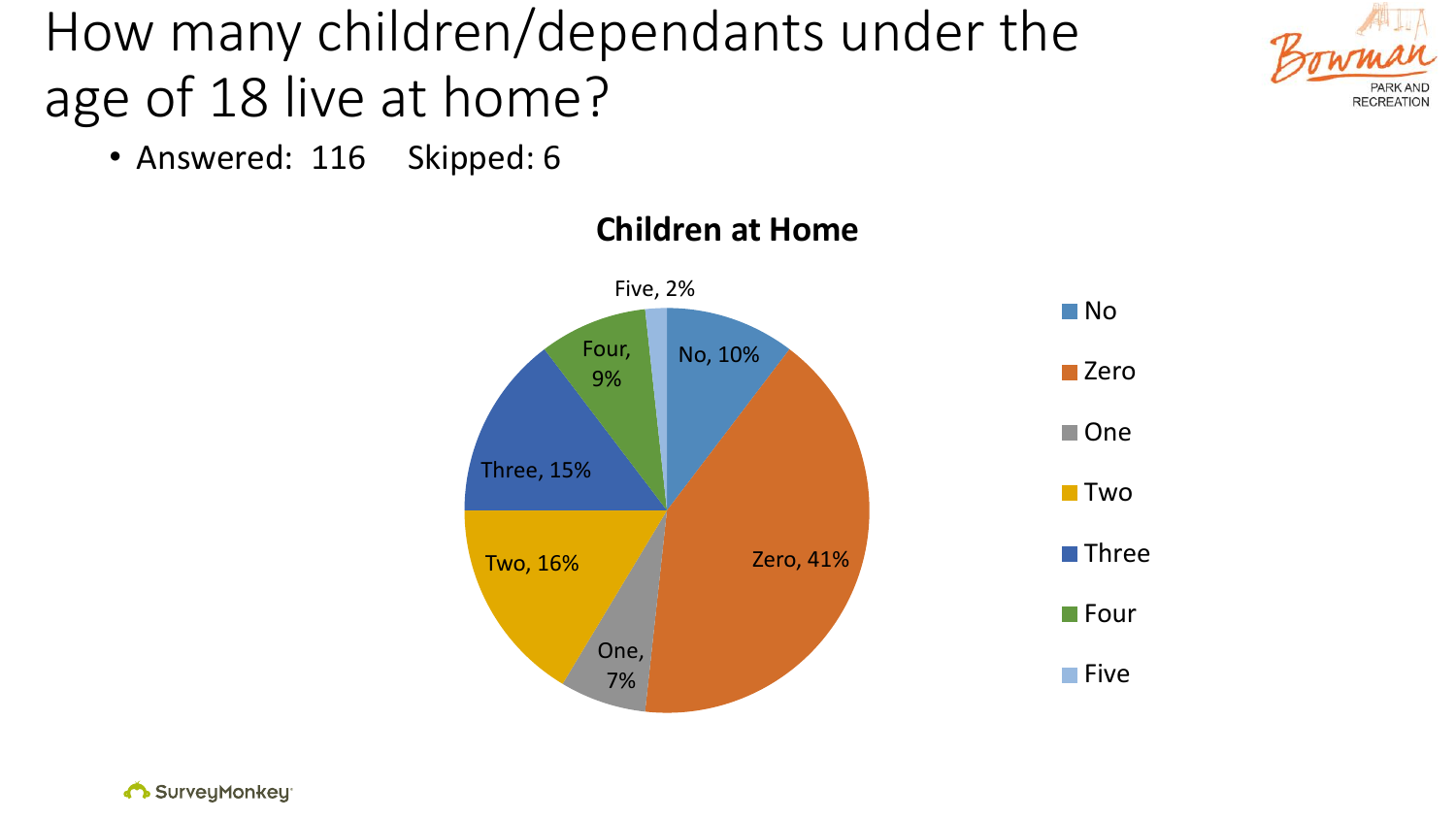# How many children/dependants under the age of 18 live at home?

- Answered: 116 Skipped: 6

**Children at Home**

| Response | Percentage |
|---|---|
| No | 10% |
| Zero | 41% |
| One | 7% |
| Two | 16% |
| Three | 15% |
| Four | 9% |
| Five | 2% |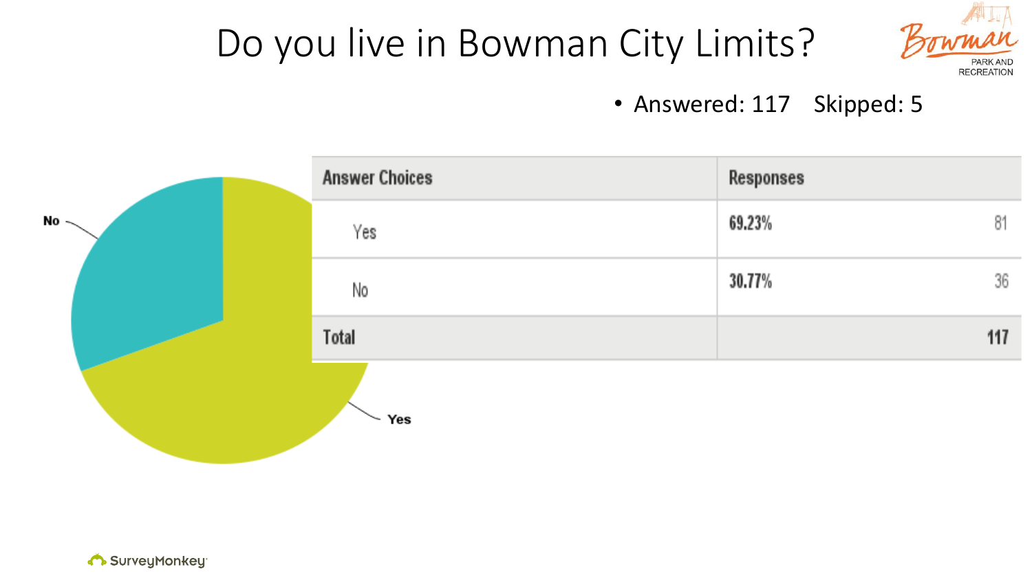# Do you live in Bowman City Limits?

- Answered: 117 Skipped: 5

| Answer Choices | Responses | |
|---|---|---|
| Yes | 69.23% | 81 |
| No | 30.77% | 36 |
| Total | | 117 |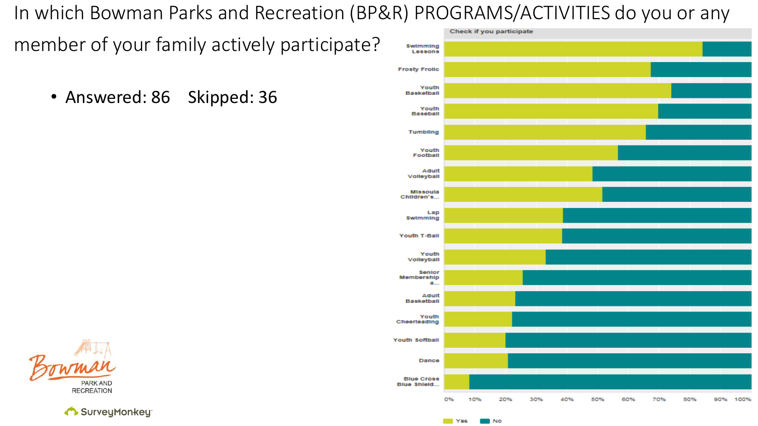# In which Bowman Parks and Recreation (BP&R) PROGRAMS/ACTIVITIES do you or any member of your family actively participate?

- Answered: 86 Skipped: 36

Check if you participate

| Program/Activity |
|---|
| Swimming Lessons |
| Frosty Frolic |
| Youth Basketball |
| Youth Baseball |
| Tumbling |
| Youth Football |
| Adult Volleyball |
| Missoula Children's... |
| Lap Swimming |
| Youth T-Ball |
| Youth Volleyball |
| Senior Membership a... |
| Adult Basketball |
| Youth Cheerleading |
| Youth Softball |
| Dance |
| Blue Cross Blue Shield... |

0% 10% 20% 30% 40% 50% 60% 70% 80% 90% 100%

Yes No

Bowman PARK AND RECREATION

SurveyMonkey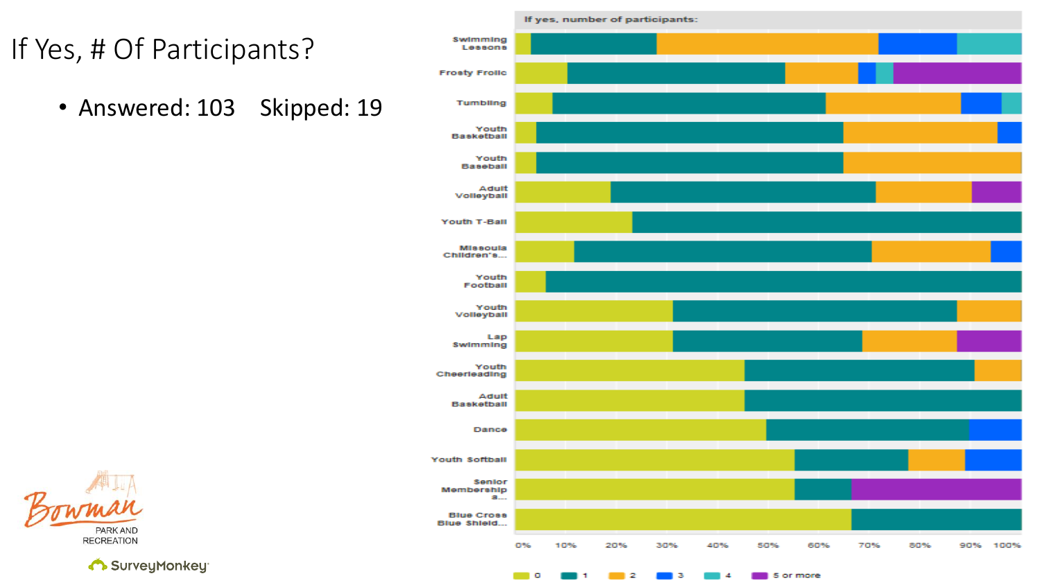# If Yes, # Of Participants?

- Answered: 103 Skipped: 19

If yes, number of participants:

Swimming Lessons
Frosty Frolic
Tumbling
Youth Basketball
Youth Baseball
Adult Volleyball
Youth T-Ball
Missoula Children's...
Youth Football
Youth Volleyball
Lap Swimming
Youth Cheerleading
Adult Basketball
Dance
Youth Softball
Senior Membership a...
Blue Cross Blue Shield...

0% 10% 20% 30% 40% 50% 60% 70% 80% 90% 100%

0 1 2 3 4 5 or more

Bowman PARK AND RECREATION

SurveyMonkey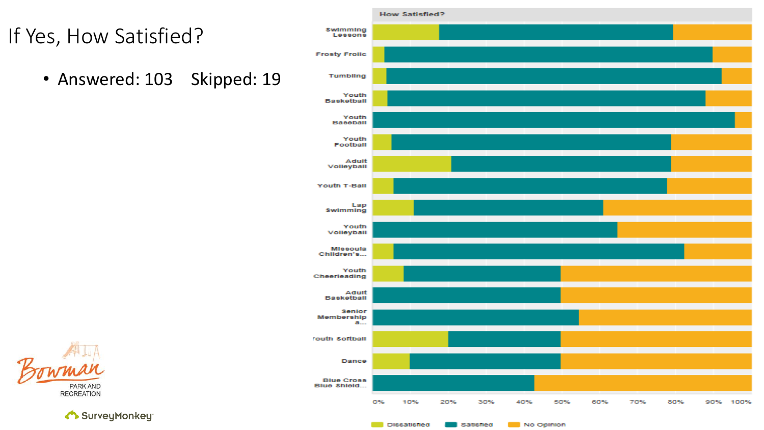# If Yes, How Satisfied?

- Answered: 103 Skipped: 19

How Satisfied?

| Program | Dissatisfied | Satisfied | No Opinion |
|---|---|---|---|
| Swimming Lessons | ~17% | ~62% | ~21% |
| Frosty Frolic | ~3% | ~87% | ~10% |
| Tumbling | ~4% | ~88% | ~8% |
| Youth Basketball | ~4% | ~84% | ~12% |
| Youth Baseball | 0% | ~96% | ~4% |
| Youth Football | ~5% | ~74% | ~21% |
| Adult Volleyball | ~21% | ~58% | ~21% |
| Youth T-Ball | ~6% | ~72% | ~22% |
| Lap Swimming | ~11% | ~50% | ~39% |
| Youth Volleyball | 0% | ~65% | ~35% |
| Missoula Children's... | ~6% | ~76% | ~18% |
| Youth Cheerleading | ~8% | ~42% | ~50% |
| Adult Basketball | 0% | ~50% | ~50% |
| Senior Membership a... | 0% | ~55% | ~45% |
| Youth Softball | ~20% | ~30% | ~50% |
| Dance | ~10% | ~40% | ~50% |
| Blue Cross Blue Shield... | 0% | ~43% | ~57% |

Bowman PARK AND RECREATION

SurveyMonkey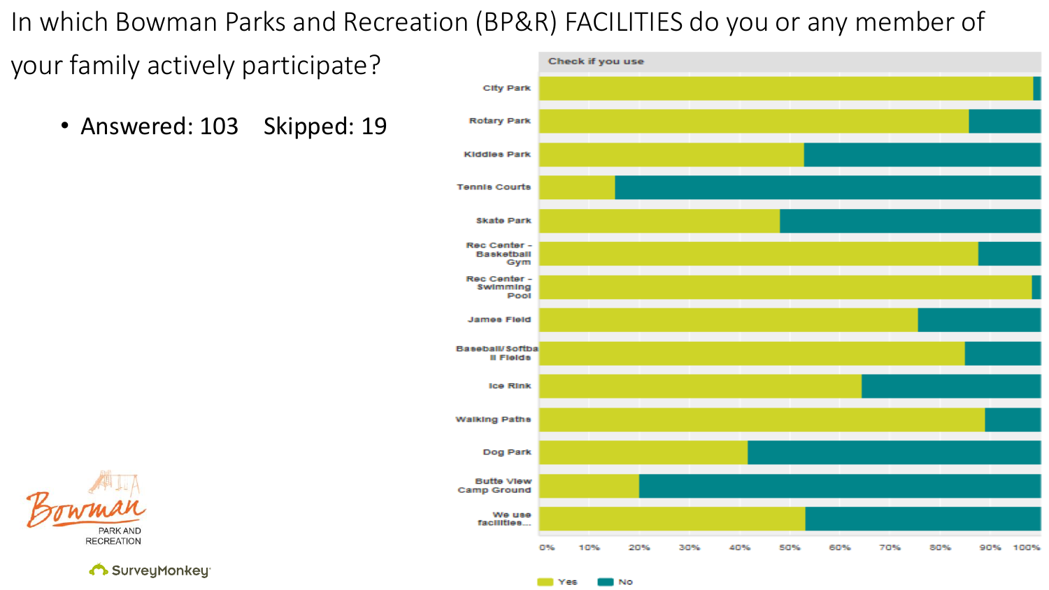# In which Bowman Parks and Recreation (BP&R) FACILITIES do you or any member of your family actively participate?

- Answered: 103 Skipped: 19

Check if you use

City Park

Rotary Park

Kiddles Park

Tennis Courts

Skate Park

Rec Center - Basketball Gym

Rec Center - Swimming Pool

James Field

Baseball/Softball Fields

Ice Rink

Walking Paths

Dog Park

Butte View Camp Ground

We use facilities...

0% 10% 20% 30% 40% 50% 60% 70% 80% 90% 100%

Yes No

Bowman PARK AND RECREATION

SurveyMonkey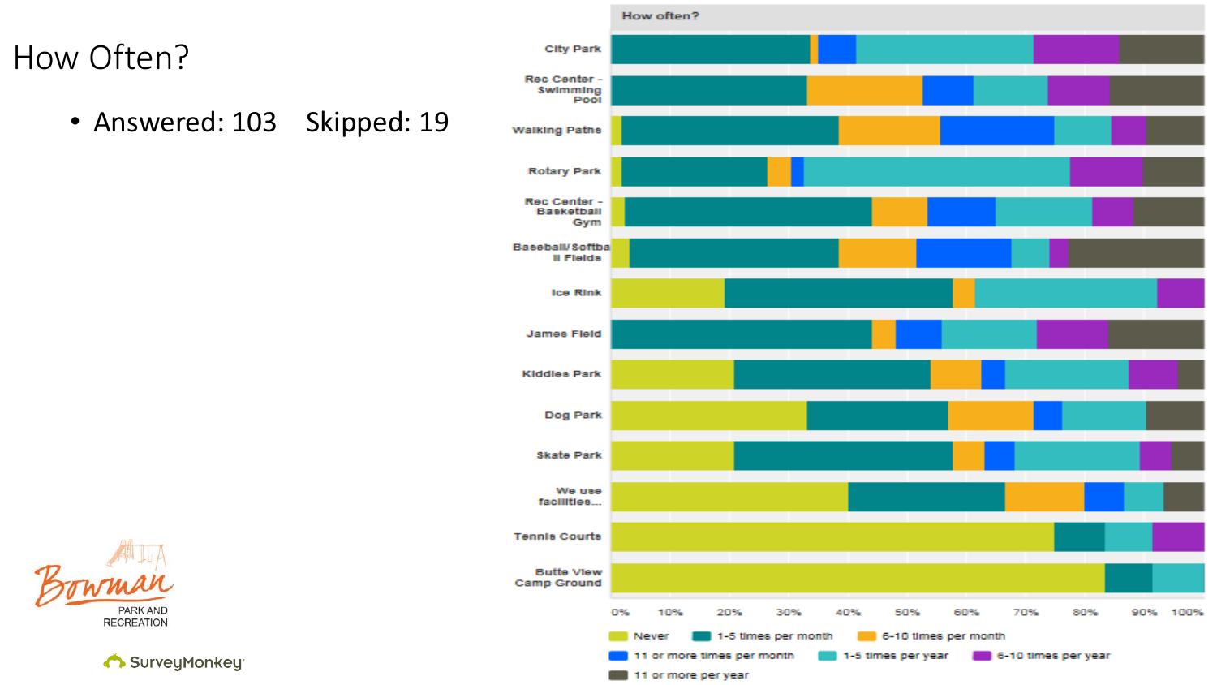# How Often?

- Answered: 103 Skipped: 19

How often?

City Park
Rec Center - Swimming Pool
Walking Paths
Rotary Park
Rec Center - Basketball Gym
Baseball/Softball Fields
Ice Rink
James Field
Kiddies Park
Dog Park
Skate Park
We use facilities...
Tennis Courts
Butte View Camp Ground

0% 10% 20% 30% 40% 50% 60% 70% 80% 90% 100%

Never | 1-5 times per month | 6-10 times per month | 11 or more times per month | 1-5 times per year | 6-10 times per year | 11 or more per year

Bowman PARK AND RECREATION

SurveyMonkey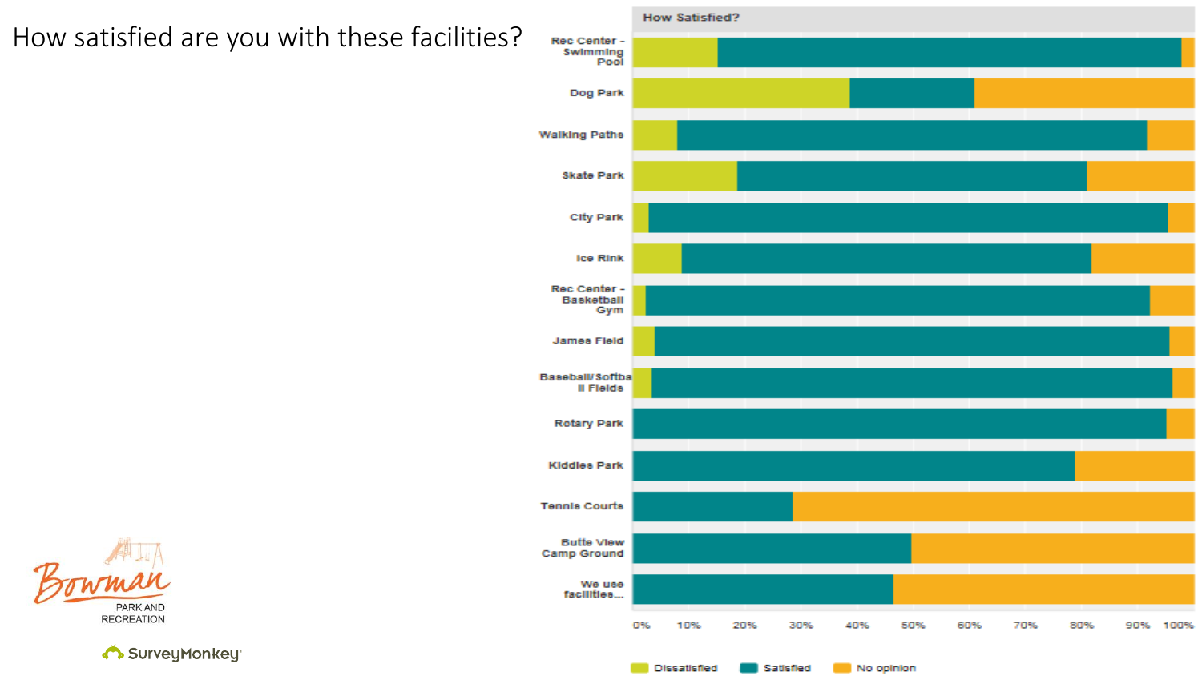# How satisfied are you with these facilities?

**How Satisfied?**

- Rec Center - Swimming Pool
- Dog Park
- Walking Paths
- Skate Park
- City Park
- Ice Rink
- Rec Center - Basketball Gym
- James Field
- Baseball/Softball Fields
- Rotary Park
- Kiddies Park
- Tennis Courts
- Butte View Camp Ground
- We use facilities...

0% 10% 20% 30% 40% 50% 60% 70% 80% 90% 100%

Dissatisfied | Satisfied | No opinion

Bowman PARK AND RECREATION

SurveyMonkey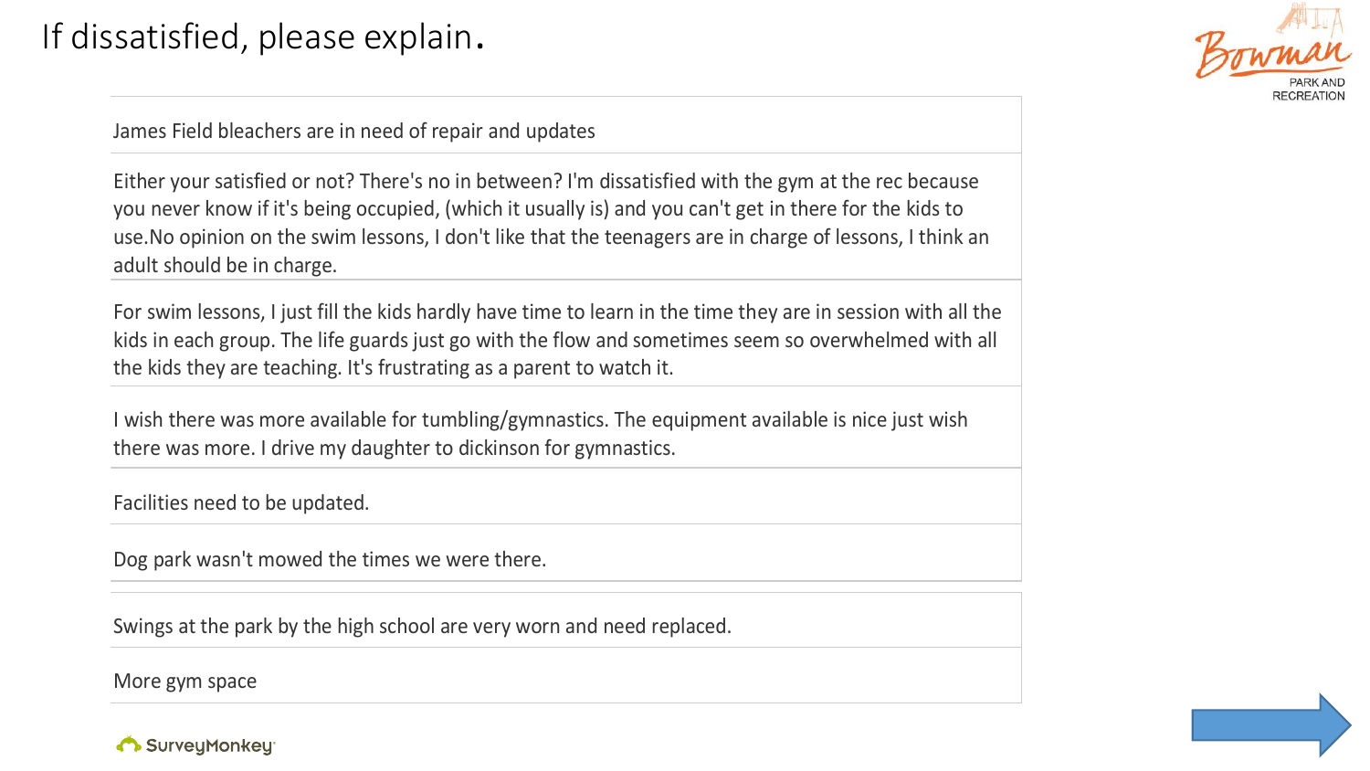# If dissatisfied, please explain.

| |
|---|
| James Field bleachers are in need of repair and updates |
| Either your satisfied or not? There's no in between? I'm dissatisfied with the gym at the rec because you never know if it's being occupied, (which it usually is) and you can't get in there for the kids to use.No opinion on the swim lessons, I don't like that the teenagers are in charge of lessons, I think an adult should be in charge. |
| For swim lessons, I just fill the kids hardly have time to learn in the time they are in session with all the kids in each group. The life guards just go with the flow and sometimes seem so overwhelmed with all the kids they are teaching. It's frustrating as a parent to watch it. |
| I wish there was more available for tumbling/gymnastics. The equipment available is nice just wish there was more. I drive my daughter to dickinson for gymnastics. |
| Facilities need to be updated. |
| Dog park wasn't mowed the times we were there. |
| Swings at the park by the high school are very worn and need replaced. |
| More gym space |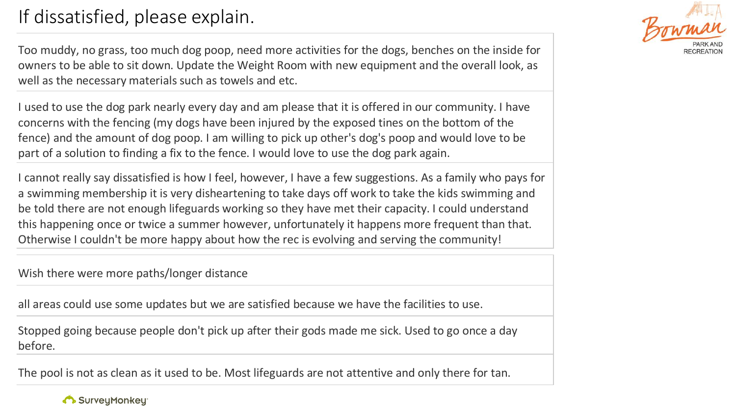# If dissatisfied, please explain.

| |
|---|
| Too muddy, no grass, too much dog poop, need more activities for the dogs, benches on the inside for owners to be able to sit down. Update the Weight Room with new equipment and the overall look, as well as the necessary materials such as towels and etc. |
| I used to use the dog park nearly every day and am please that it is offered in our community. I have concerns with the fencing (my dogs have been injured by the exposed tines on the bottom of the fence) and the amount of dog poop. I am willing to pick up other's dog's poop and would love to be part of a solution to finding a fix to the fence. I would love to use the dog park again. |
| I cannot really say dissatisfied is how I feel, however, I have a few suggestions. As a family who pays for a swimming membership it is very disheartening to take days off work to take the kids swimming and be told there are not enough lifeguards working so they have met their capacity. I could understand this happening once or twice a summer however, unfortunately it happens more frequent than that. Otherwise I couldn't be more happy about how the rec is evolving and serving the community! |
| Wish there were more paths/longer distance |
| all areas could use some updates but we are satisfied because we have the facilities to use. |
| Stopped going because people don't pick up after their gods made me sick. Used to go once a day before. |
| The pool is not as clean as it used to be. Most lifeguards are not attentive and only there for tan. |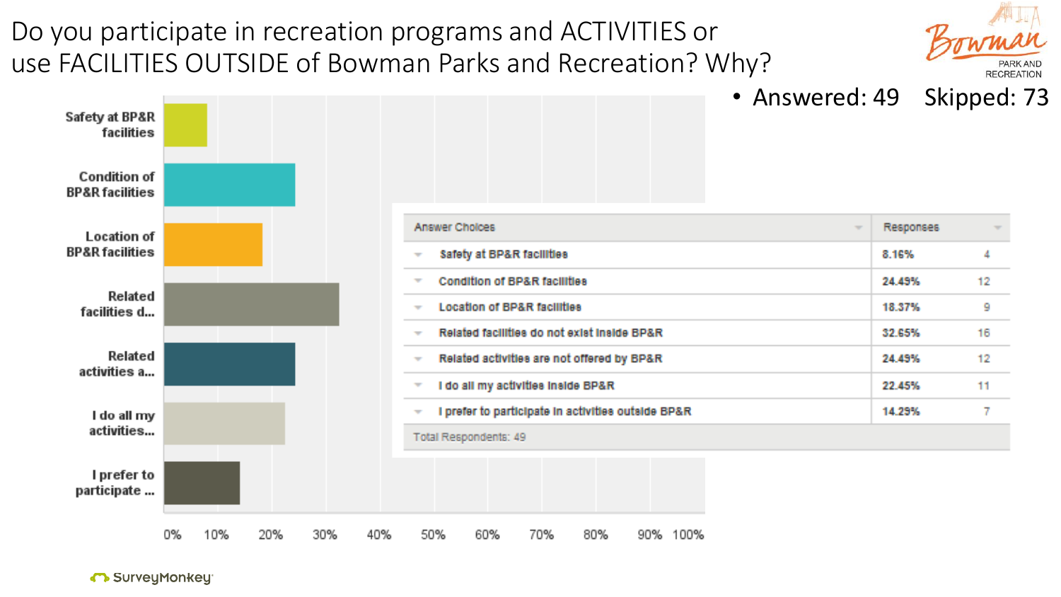# Do you participate in recreation programs and ACTIVITIES or use FACILITIES OUTSIDE of Bowman Parks and Recreation? Why?

- Answered: 49 Skipped: 73

| Answer Choices | Responses | |
|---|---|---|
| Safety at BP&R facilities | 8.16% | 4 |
| Condition of BP&R facilities | 24.49% | 12 |
| Location of BP&R facilities | 18.37% | 9 |
| Related facilities do not exist inside BP&R | 32.65% | 16 |
| Related activities are not offered by BP&R | 24.49% | 12 |
| I do all my activities inside BP&R | 22.45% | 11 |
| I prefer to participate in activities outside BP&R | 14.29% | 7 |
| Total Respondents: 49 | | |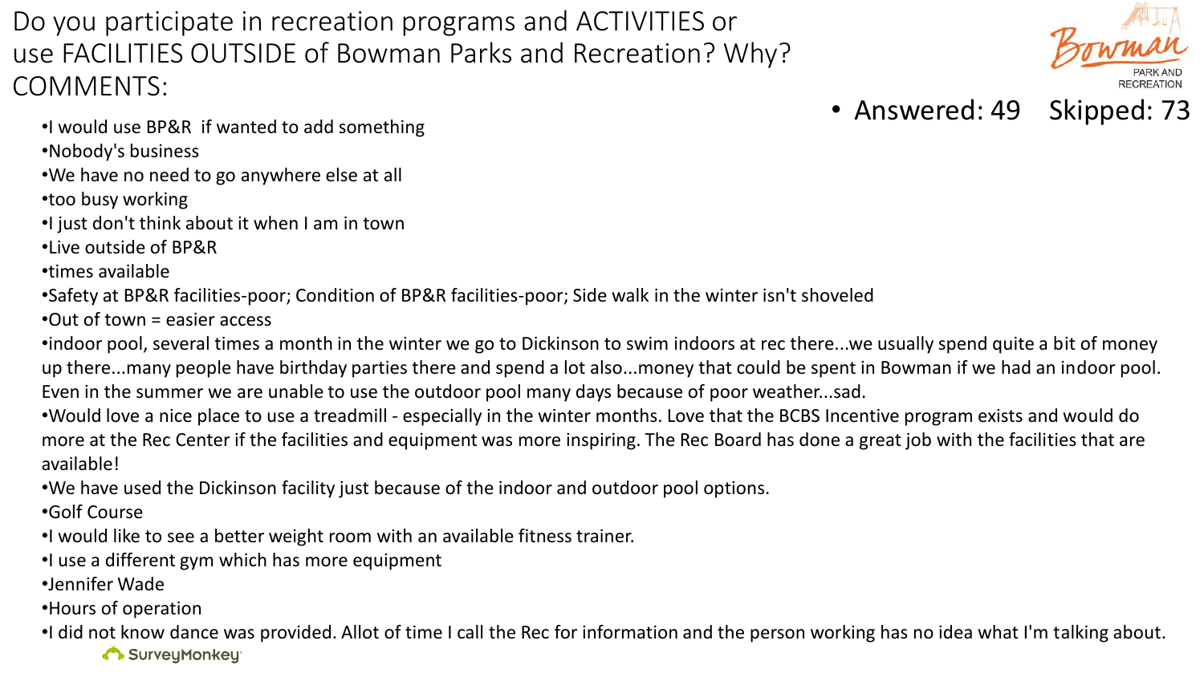# Do you participate in recreation programs and ACTIVITIES or use FACILITIES OUTSIDE of Bowman Parks and Recreation? Why? COMMENTS:

- Answered: 49 Skipped: 73

- I would use BP&R if wanted to add something
- Nobody's business
- We have no need to go anywhere else at all
- too busy working
- I just don't think about it when I am in town
- Live outside of BP&R
- times available
- Safety at BP&R facilities-poor; Condition of BP&R facilities-poor; Side walk in the winter isn't shoveled
- Out of town = easier access
- indoor pool, several times a month in the winter we go to Dickinson to swim indoors at rec there...we usually spend quite a bit of money up there...many people have birthday parties there and spend a lot also...money that could be spent in Bowman if we had an indoor pool. Even in the summer we are unable to use the outdoor pool many days because of poor weather...sad.
- Would love a nice place to use a treadmill - especially in the winter months. Love that the BCBS Incentive program exists and would do more at the Rec Center if the facilities and equipment was more inspiring. The Rec Board has done a great job with the facilities that are available!
- We have used the Dickinson facility just because of the indoor and outdoor pool options.
- Golf Course
- I would like to see a better weight room with an available fitness trainer.
- I use a different gym which has more equipment
- Jennifer Wade
- Hours of operation
- I did not know dance was provided. Allot of time I call the Rec for information and the person working has no idea what I'm talking about.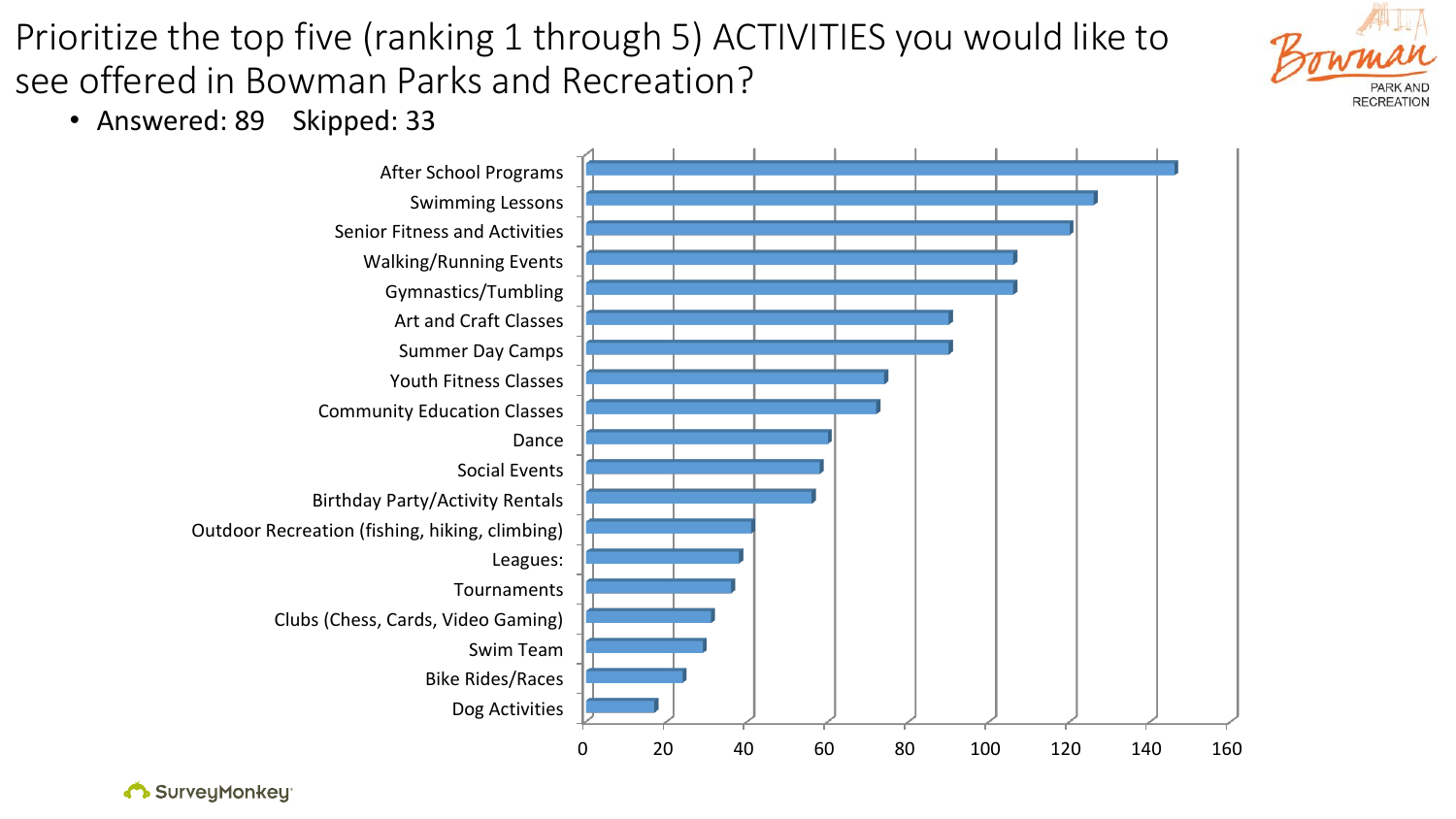# Prioritize the top five (ranking 1 through 5) ACTIVITIES you would like to see offered in Bowman Parks and Recreation?

- Answered: 89 Skipped: 33

| Activity | Approx. Score |
|---|---|
| After School Programs | 147 |
| Swimming Lessons | 127 |
| Senior Fitness and Activities | 121 |
| Walking/Running Events | 107 |
| Gymnastics/Tumbling | 107 |
| Art and Craft Classes | 91 |
| Summer Day Camps | 91 |
| Youth Fitness Classes | 75 |
| Community Education Classes | 73 |
| Dance | 61 |
| Social Events | 59 |
| Birthday Party/Activity Rentals | 57 |
| Outdoor Recreation (fishing, hiking, climbing) | 42 |
| Leagues: | 39 |
| Tournaments | 37 |
| Clubs (Chess, Cards, Video Gaming) | 32 |
| Swim Team | 30 |
| Bike Rides/Races | 25 |
| Dog Activities | 18 |

Axis: 0, 20, 40, 60, 80, 100, 120, 140, 160

SurveyMonkey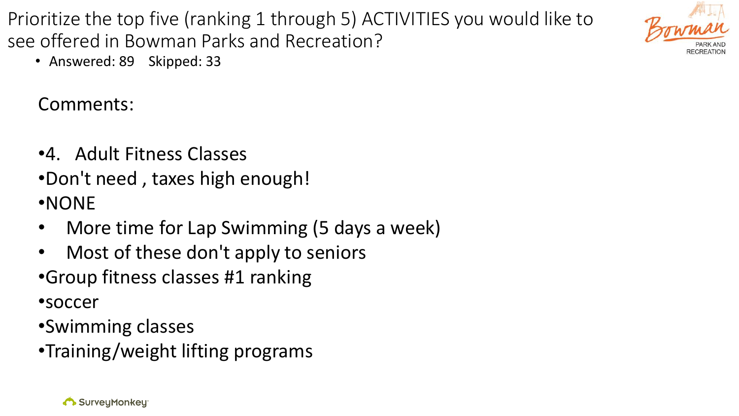# Prioritize the top five (ranking 1 through 5) ACTIVITIES you would like to see offered in Bowman Parks and Recreation?

- Answered: 89 Skipped: 33

Comments:

- 4. Adult Fitness Classes
- Don't need , taxes high enough!
- NONE
- More time for Lap Swimming (5 days a week)
- Most of these don't apply to seniors
- Group fitness classes #1 ranking
- soccer
- Swimming classes
- Training/weight lifting programs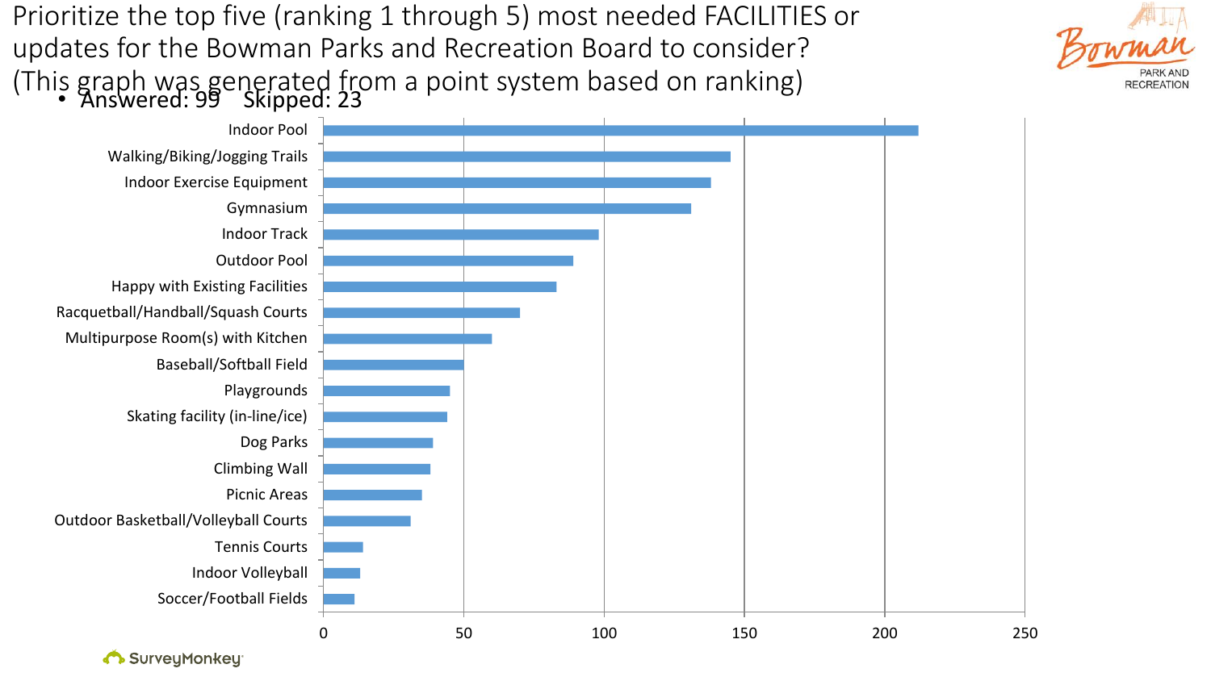Prioritize the top five (ranking 1 through 5) most needed FACILITIES or updates for the Bowman Parks and Recreation Board to consider? (This graph was generated from a point system based on ranking)

- Answered: 99 Skipped: 23

| Facility | Points (approx.) |
|---|---|
| Indoor Pool | 212 |
| Walking/Biking/Jogging Trails | 145 |
| Indoor Exercise Equipment | 138 |
| Gymnasium | 131 |
| Indoor Track | 98 |
| Outdoor Pool | 89 |
| Happy with Existing Facilities | 83 |
| Racquetball/Handball/Squash Courts | 70 |
| Multipurpose Room(s) with Kitchen | 60 |
| Baseball/Softball Field | 50 |
| Playgrounds | 45 |
| Skating facility (in-line/ice) | 44 |
| Dog Parks | 39 |
| Climbing Wall | 38 |
| Picnic Areas | 35 |
| Outdoor Basketball/Volleyball Courts | 31 |
| Tennis Courts | 14 |
| Indoor Volleyball | 13 |
| Soccer/Football Fields | 11 |

SurveyMonkey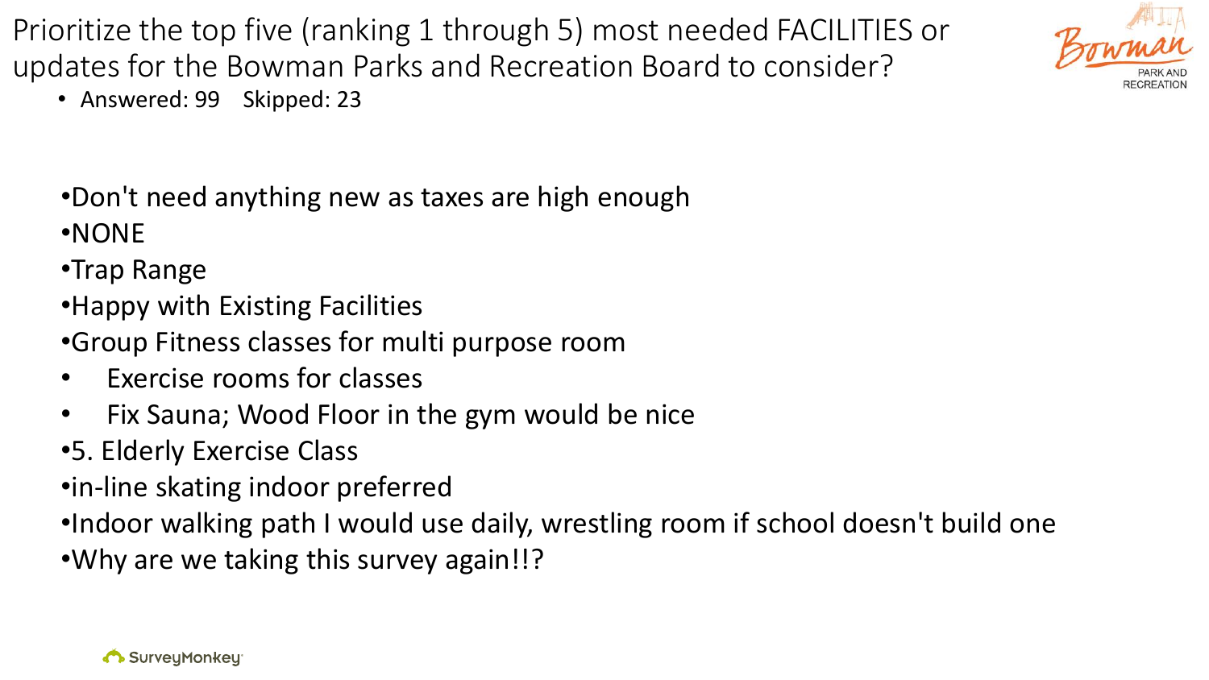# Prioritize the top five (ranking 1 through 5) most needed FACILITIES or updates for the Bowman Parks and Recreation Board to consider?

- Answered: 99 Skipped: 23

- Don't need anything new as taxes are high enough
- NONE
- Trap Range
- Happy with Existing Facilities
- Group Fitness classes for multi purpose room
- Exercise rooms for classes
- Fix Sauna; Wood Floor in the gym would be nice
- 5. Elderly Exercise Class
- in-line skating indoor preferred
- Indoor walking path I would use daily, wrestling room if school doesn't build one
- Why are we taking this survey again!!?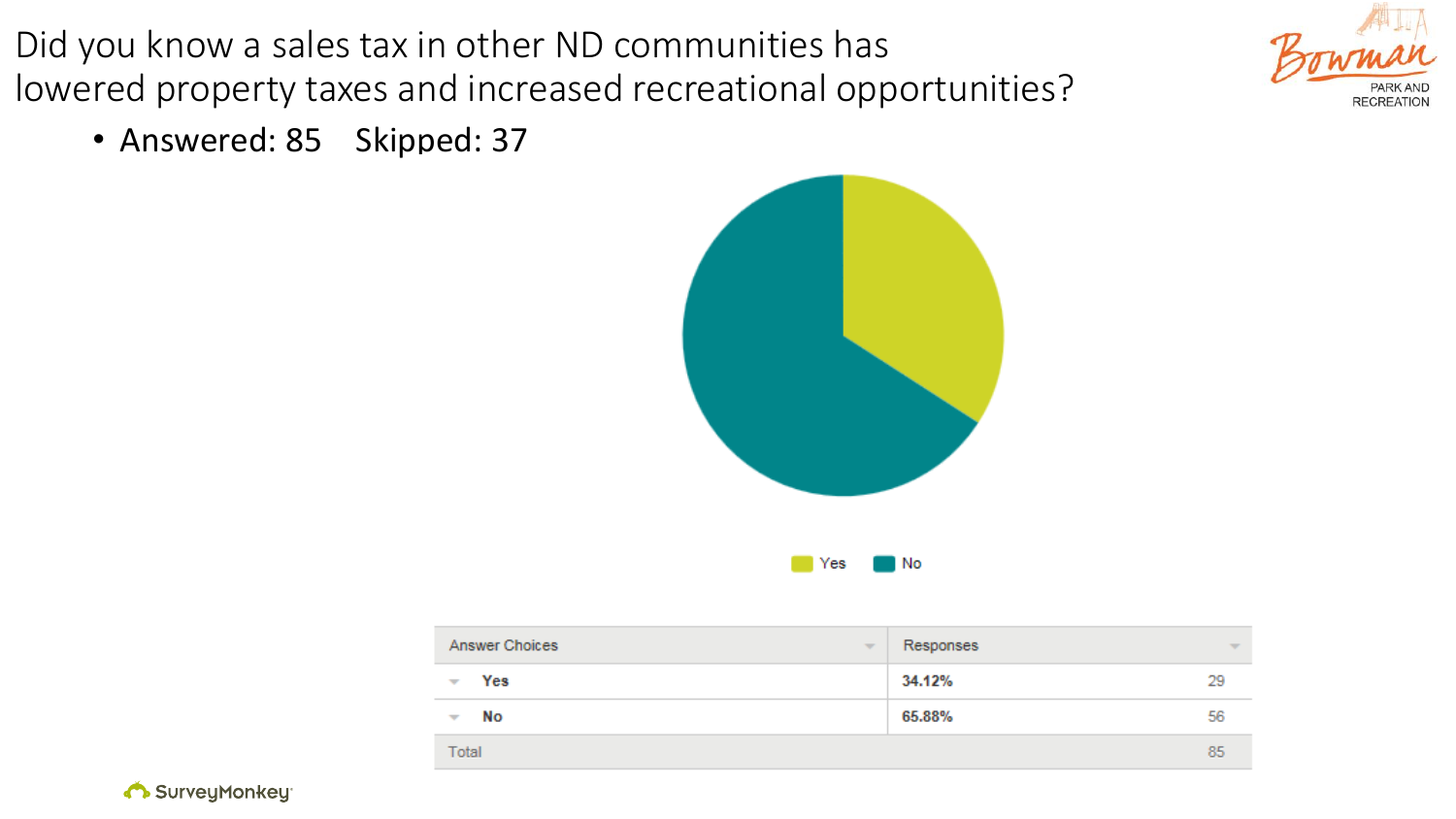# Did you know a sales tax in other ND communities has lowered property taxes and increased recreational opportunities?

- Answered: 85 Skipped: 37

Yes No

| Answer Choices | Responses | |
|---|---|---|
| Yes | 34.12% | 29 |
| No | 65.88% | 56 |
| Total | | 85 |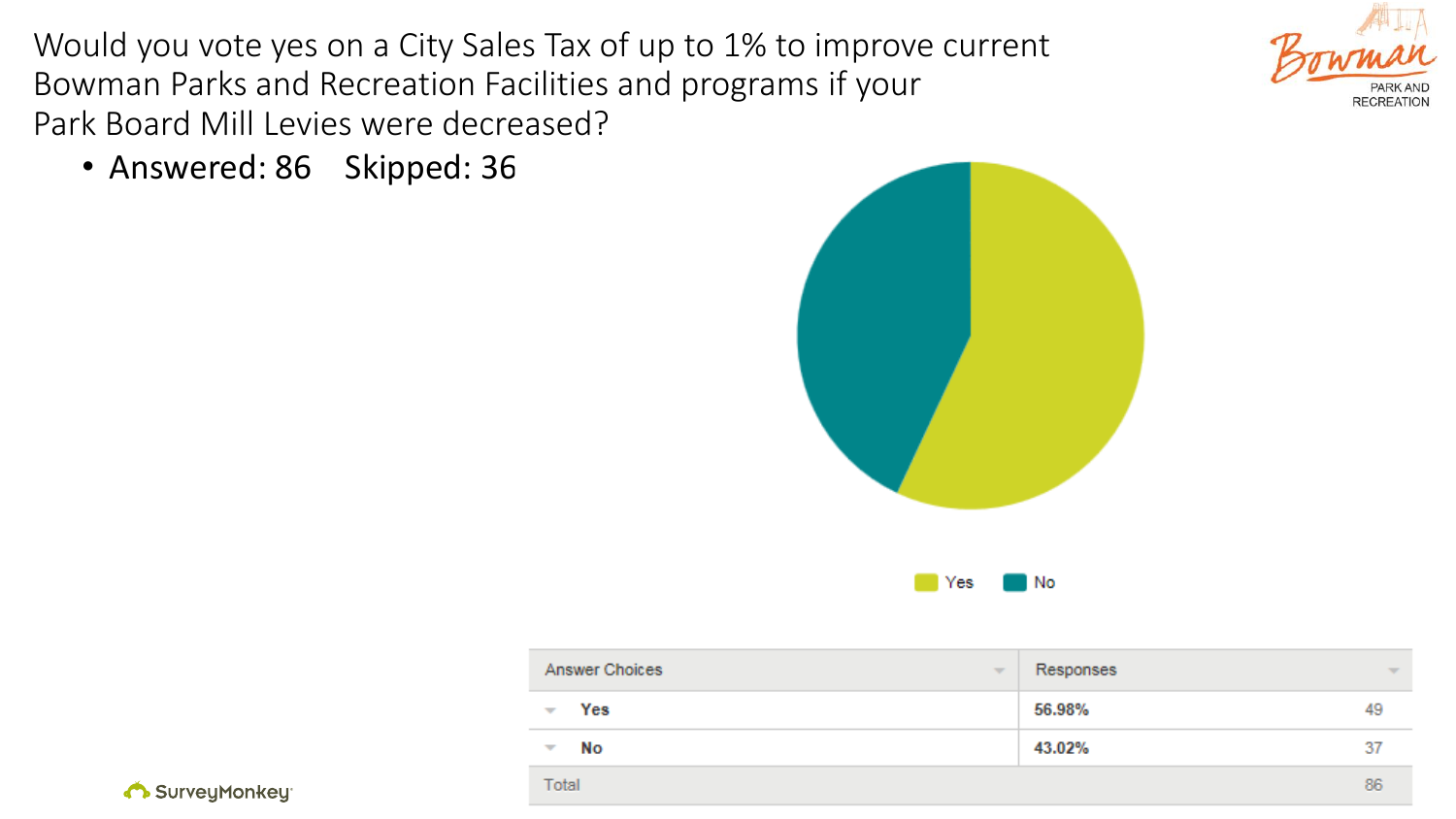# Would you vote yes on a City Sales Tax of up to 1% to improve current Bowman Parks and Recreation Facilities and programs if your Park Board Mill Levies were decreased?

- Answered: 86    Skipped: 36

Yes  No

| Answer Choices | Responses | |
|---|---|---|
| Yes | 56.98% | 49 |
| No | 43.02% | 37 |
| Total | | 86 |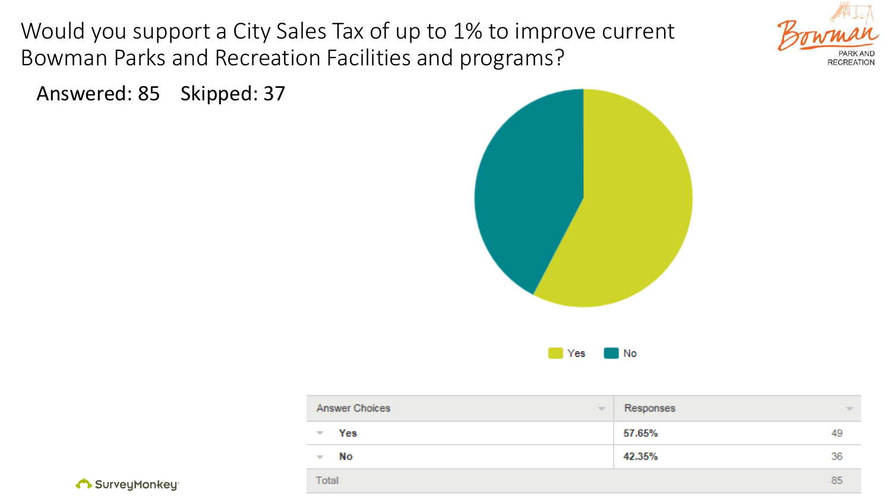# Would you support a City Sales Tax of up to 1% to improve current Bowman Parks and Recreation Facilities and programs?

Answered: 85 Skipped: 37

Yes No

| Answer Choices | Responses | |
|---|---|---|
| Yes | 57.65% | 49 |
| No | 42.35% | 36 |
| Total | | 85 |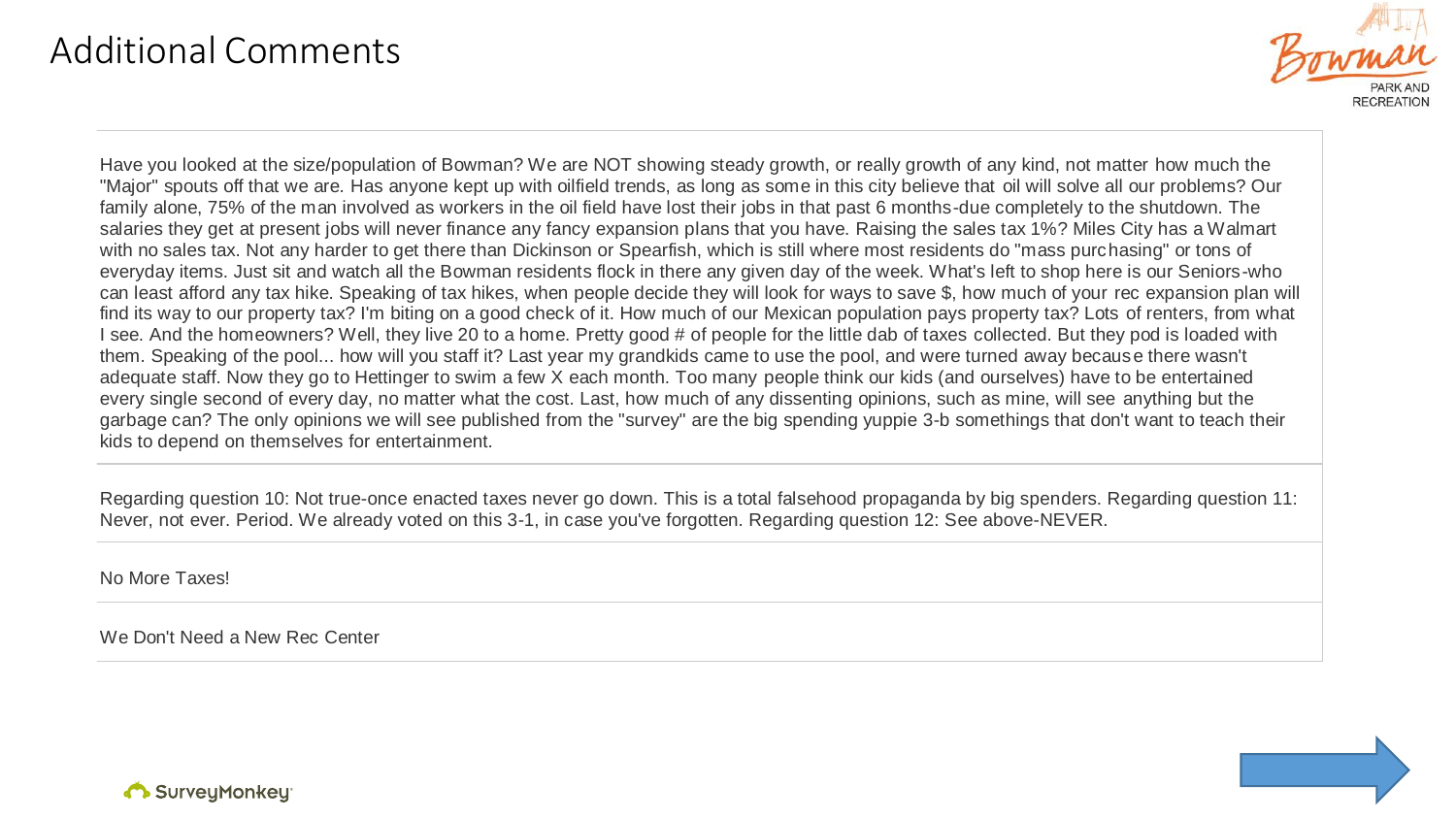# Additional Comments

Have you looked at the size/population of Bowman? We are NOT showing steady growth, or really growth of any kind, not matter how much the "Major" spouts off that we are. Has anyone kept up with oilfield trends, as long as some in this city believe that oil will solve all our problems? Our family alone, 75% of the man involved as workers in the oil field have lost their jobs in that past 6 months-due completely to the shutdown. The salaries they get at present jobs will never finance any fancy expansion plans that you have. Raising the sales tax 1%? Miles City has a Walmart with no sales tax. Not any harder to get there than Dickinson or Spearfish, which is still where most residents do "mass purchasing" or tons of everyday items. Just sit and watch all the Bowman residents flock in there any given day of the week. What's left to shop here is our Seniors-who can least afford any tax hike. Speaking of tax hikes, when people decide they will look for ways to save $, how much of your rec expansion plan will find its way to our property tax? I'm biting on a good check of it. How much of our Mexican population pays property tax? Lots of renters, from what I see. And the homeowners? Well, they live 20 to a home. Pretty good # of people for the little dab of taxes collected. But they pod is loaded with them. Speaking of the pool... how will you staff it? Last year my grandkids came to use the pool, and were turned away because there wasn't adequate staff. Now they go to Hettinger to swim a few X each month. Too many people think our kids (and ourselves) have to be entertained every single second of every day, no matter what the cost. Last, how much of any dissenting opinions, such as mine, will see anything but the garbage can? The only opinions we will see published from the "survey" are the big spending yuppie 3-b somethings that don't want to teach their kids to depend on themselves for entertainment.

---

Regarding question 10: Not true-once enacted taxes never go down. This is a total falsehood propaganda by big spenders. Regarding question 11: Never, not ever. Period. We already voted on this 3-1, in case you've forgotten. Regarding question 12: See above-NEVER.

---

No More Taxes!

---

We Don't Need a New Rec Center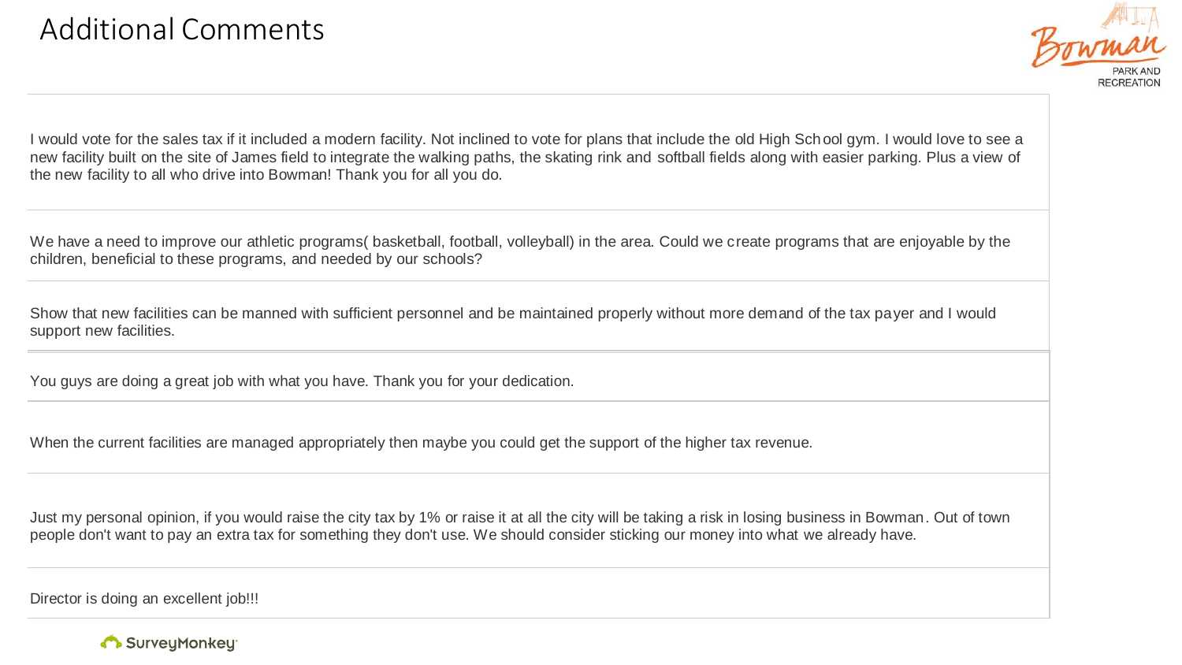# Additional Comments

I would vote for the sales tax if it included a modern facility. Not inclined to vote for plans that include the old High School gym. I would love to see a new facility built on the site of James field to integrate the walking paths, the skating rink and softball fields along with easier parking. Plus a view of the new facility to all who drive into Bowman! Thank you for all you do.

We have a need to improve our athletic programs( basketball, football, volleyball) in the area. Could we create programs that are enjoyable by the children, beneficial to these programs, and needed by our schools?

Show that new facilities can be manned with sufficient personnel and be maintained properly without more demand of the tax payer and I would support new facilities.

You guys are doing a great job with what you have. Thank you for your dedication.

When the current facilities are managed appropriately then maybe you could get the support of the higher tax revenue.

Just my personal opinion, if you would raise the city tax by 1% or raise it at all the city will be taking a risk in losing business in Bowman. Out of town people don't want to pay an extra tax for something they don't use. We should consider sticking our money into what we already have.

Director is doing an excellent job!!!